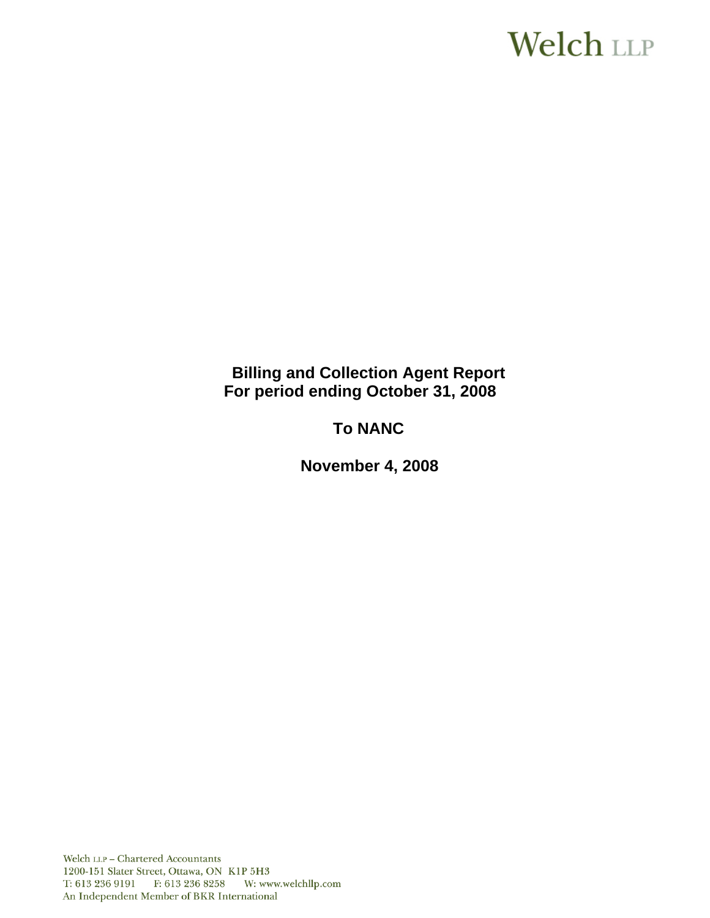Welch LLP

# Billing and Collection Agent Report
## For period ending October 31, 2008

## To NANC

## November 4, 2008

Welch LLP – Chartered Accountants
1200-151 Slater Street, Ottawa, ON K1P 5H3
T: 613 236 9191 F: 613 236 8258 W: www.welchllp.com
An Independent Member of BKR International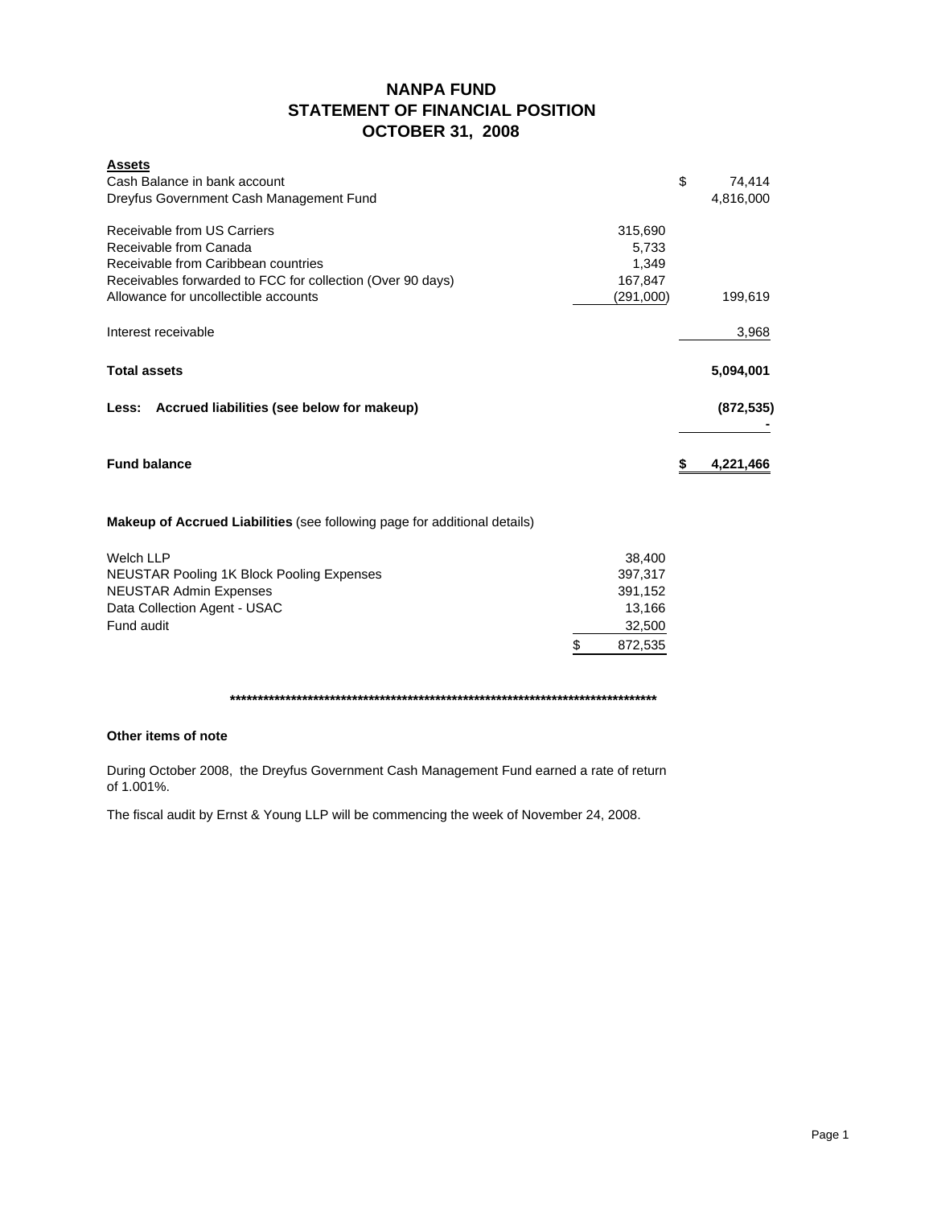# NANPA FUND
## STATEMENT OF FINANCIAL POSITION
## OCTOBER 31, 2008

| **Assets** | | |
|---|---|---|
| Cash Balance in bank account | | $ 74,414 |
| Dreyfus Government Cash Management Fund | | 4,816,000 |
| | | |
| Receivable from US Carriers | 315,690 | |
| Receivable from Canada | 5,733 | |
| Receivable from Caribbean countries | 1,349 | |
| Receivables forwarded to FCC for collection (Over 90 days) | 167,847 | |
| Allowance for uncollectible accounts | (291,000) | 199,619 |
| | | |
| Interest receivable | | 3,968 |
| | | |
| **Total assets** | | **5,094,001** |
| | | |
| **Less: Accrued liabilities (see below for makeup)** | | **(872,535)** |
| | | - |
| | | |
| **Fund balance** | | **$ 4,221,466** |

**Makeup of Accrued Liabilities** (see following page for additional details)

| | |
|---|---|
| Welch LLP | 38,400 |
| NEUSTAR Pooling 1K Block Pooling Expenses | 397,317 |
| NEUSTAR Admin Expenses | 391,152 |
| Data Collection Agent - USAC | 13,166 |
| Fund audit | 32,500 |
| | $ 872,535 |

**********************************************************************************

**Other items of note**

During October 2008, the Dreyfus Government Cash Management Fund earned a rate of return of 1.001%.

The fiscal audit by Ernst & Young LLP will be commencing the week of November 24, 2008.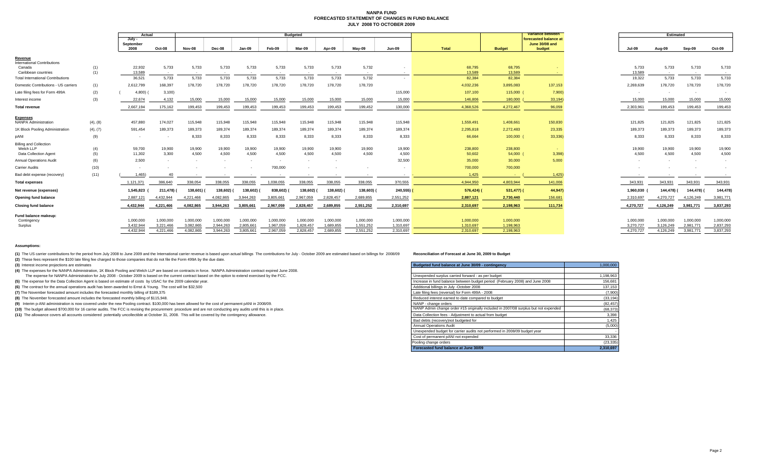# NANPA FUND
## FORECASTED STATEMENT OF CHANGES IN FUND BALANCE
### JULY 2008 TO OCTOBER 2009

| | | Actual | | Budgeted | | | | | | | | | | Variance between forecasted balance at June 30/08 and budget | Estimated | | | |
|---|---|---|---|---|---|---|---|---|---|---|---|---|---|---|---|---|---|---|
| | | July - September 2008 | Oct-08 | Nov-08 | Dec-08 | Jan-09 | Feb-09 | Mar-09 | Apr-09 | May-09 | Jun-09 | Total | Budget | | Jul-09 | Aug-09 | Sep-09 | Oct-09 |
| **Revenue** | | | | | | | | | | | | | | | | | | |
| International Contributions | | | | | | | | | | | | | | | | | | |
| Canada | (1) | 22,932 | 5,733 | 5,733 | 5,733 | 5,733 | 5,733 | 5,733 | 5,733 | 5,732 | - | 68,795 | 68,795 | - | 5,733 | 5,733 | 5,733 | 5,733 |
| Caribbean countries | (1) | 13,589 | - | - | - | - | - | - | - | - | - | 13,589 | 13,589 | - | 13,589 | - | - | - |
| Total International Contributions | | 36,521 | 5,733 | 5,733 | 5,733 | 5,733 | 5,733 | 5,733 | 5,733 | 5,732 | - | 82,384 | 82,384 | | 19,322 | 5,733 | 5,733 | 5,733 |
| Domestic Contributions - US carriers | (1) | 2,612,799 | 168,397 | 178,720 | 178,720 | 178,720 | 178,720 | 178,720 | 178,720 | 178,720 | | 4,032,236 | 3,895,083 | 137,153 | 2,269,639 | 178,720 | 178,720 | 178,720 |
| Late filing fees for Form 499A | (2) | (4,800) | (3,100) | | | | | | | | 115,000 | 107,100 | 115,000 | (7,900) | - | - | - | - |
| Interest income | (3) | 22,674 | 4,132 | 15,000 | 15,000 | 15,000 | 15,000 | 15,000 | 15,000 | 15,000 | 15,000 | 146,806 | 180,000 | (33,194) | 15,000 | 15,000 | 15,000 | 15,000 |
| **Total revenue** | | 2,667,194 | 175,162 | 199,453 | 199,453 | 199,453 | 199,453 | 199,453 | 199,453 | 199,452 | 130,000 | 4,368,526 | 4,272,467 | 96,059 | 2,303,961 | 199,453 | 199,453 | 199,453 |
| **Expenses** | | | | | | | | | | | | | | | | | | |
| NANPA Administration | (4), (8) | 457,880 | 174,027 | 115,948 | 115,948 | 115,948 | 115,948 | 115,948 | 115,948 | 115,948 | 115,948 | 1,559,491 | 1,408,661 | 150,830 | 121,825 | 121,825 | 121,825 | 121,825 |
| 1K Block Pooling Administration | (4), (7) | 591,454 | 189,373 | 189,374 | 189,374 | 189,374 | 189,374 | 189,374 | 189,374 | 189,374 | 189,374 | 2,295,818 | 2,272,483 | 23,335 | 189,373 | 189,373 | 189,373 | 189,373 |
| pANI | (9) | - | - | 8,333 | 8,333 | 8,333 | 8,333 | 8,333 | 8,333 | 8,333 | 8,333 | 66,664 | 100,000 | (33,336) | 8,333 | 8,333 | 8,333 | 8,333 |
| Billing and Collection | | | | | | | | | | | | | | | | | | |
| Welch LLP | (4) | 59,700 | 19,900 | 19,900 | 19,900 | 19,900 | 19,900 | 19,900 | 19,900 | 19,900 | 19,900 | 238,800 | 238,800 | - | 19,900 | 19,900 | 19,900 | 19,900 |
| Data Collection Agent | (5) | 11,302 | 3,300 | 4,500 | 4,500 | 4,500 | 4,500 | 4,500 | 4,500 | 4,500 | 4,500 | 50,602 | 54,000 | (3,398) | 4,500 | 4,500 | 4,500 | 4,500 |
| Annual Operations Audit | (6) | 2,500 | - | - | - | - | - | - | - | - | 32,500 | 35,000 | 30,000 | 5,000 | - | - | - | - |
| Carrier Audits | (10) | - | - | - | - | - | 700,000 | - | - | - | - | 700,000 | 700,000 | | - | - | - | - |
| Bad debt expense (recovery) | (11) | (1,465) | 40 | - | - | - | - | - | - | - | - | 1,425 | - | (1,425) | - | - | - | - |
| **Total expenses** | | 1,121,371 | 386,640 | 338,054 | 338,055 | 338,055 | 1,038,055 | 338,055 | 338,055 | 338,055 | 370,555 | 4,944,950 | 4,803,944 | 141,006 | 343,931 | 343,931 | 343,931 | 343,931 |
| **Net revenue (expenses)** | | 1,545,823 | (211,478) | (138,601) | (138,602) | (138,602) | (838,602) | (138,602) | (138,602) | (138,603) | (240,555) | (576,424) | (531,477) | (44,947) | 1,960,030 | (144,478) | (144,478) | (144,478) |
| **Opening fund balance** | | 2,887,121 | 4,432,944 | 4,221,466 | 4,082,865 | 3,944,263 | 3,805,661 | 2,967,059 | 2,828,457 | 2,689,855 | 2,551,252 | 2,887,121 | 2,730,440 | 156,681 | 2,310,697 | 4,270,727 | 4,126,249 | 3,981,771 |
| **Closing fund balance** | | 4,432,944 | 4,221,466 | 4,082,865 | 3,944,263 | 3,805,661 | 2,967,059 | 2,828,457 | 2,689,855 | 2,551,252 | 2,310,697 | 2,310,697 | 2,198,963 | 111,734 | 4,270,727 | 4,126,249 | 3,981,771 | 3,837,293 |
| **Fund balance makeup:** | | | | | | | | | | | | | | | | | | |
| Contingency | | 1,000,000 | 1,000,000 | 1,000,000 | 1,000,000 | 1,000,000 | 1,000,000 | 1,000,000 | 1,000,000 | 1,000,000 | 1,000,000 | 1,000,000 | 1,000,000 | | 1,000,000 | 1,000,000 | 1,000,000 | 1,000,000 |
| Surplus | | 3,432,944 | 3,221,466 | 3,082,865 | 2,944,263 | 2,805,661 | 1,967,059 | 1,828,457 | 1,689,855 | 1,551,252 | 1,310,697 | 1,310,697 | 1,198,963 | | 3,270,727 | 3,126,249 | 2,981,771 | 2,837,293 |
| | | 4,432,944 | 4,221,466 | 4,082,865 | 3,944,263 | 3,805,661 | 2,967,059 | 2,828,457 | 2,689,855 | 2,551,252 | 2,310,697 | 2,310,697 | 2,198,963 | | 4,270,727 | 4,126,249 | 3,981,771 | 3,837,293 |

**Assumptions:**

**(1)** The US carrier contributions for the period from July 2008 to June 2009 and the International carrier revenue is based upon actual billings The contributions for July - October 2009 are estimated based on billings for 2008/09

**(2)** These fees represent the $100 late filing fee charged to those companies that do not file the Form 499A by the due date.

**(3)** Interest income projections are estimates

**(4)** The expenses for the NANPA Administration, 1K Block Pooling and Welch LLP are based on contracts in force. NANPA Administration contract expired June 2008.
The expense for NANPA Administration for July 2008 - October 2009 is based on the current contract based on the option to extend exercised by the FCC.

**(5)** The expense for the Data Collection Agent is based on estimate of costs by USAC for the 2009 calendar year.

**(6)** The contract for the annual operations audit has been awarded to Ernst & Young. The cost will be $32,500

**(7)** The November forecasted amount includes the forecasted monthly billing of $189,375

**(8)** The November forecasted amount includes the forecasted monthly billing of $115,948.

**(9)** Interim p-ANI administration is now covered under the new Pooling contract. $100,000 has been allowed for the cost of permanent pANI in 2008/09.

**(10)** The budget allowed $700,000 for 16 carrier audits. The FCC is revising the procurement procedure and are not conducting any audits until this is in place.

**(11)** The allowance covers all accounts considered potentially uncollectible at October 31, 2008. This will be covered by the contingency allowance.

**Reconciliation of Forecast at June 30, 2009 to Budget**

| Budgeted fund balance at June 30/09 - contingency | 1,000,000 |
|---|---|
| | |
| Unexpended surplus carried forward - as per budget | 1,198,963 |
| Increase in fund balance between budget period (February 2008) and June 2008 | 156,681 |
| Additional billings in July -October 2008 | 137,153 |
| Late filing fees (reversal) for Form 499A - 2008 | (7,900) |
| Reduced interest earned to date compared to budget | (33,194) |
| NANP - change orders | (82,457) |
| NANP Admin change order #15 originally included in 2007/08 surplus but not expended | (68,373) |
| Data Collection fees - Adjustment to actual from budget | 3,398 |
| Bad debts (recovery)not budgeted for | 1,425 |
| Annual Operations Audit | (5,000) |
| Unexpended budget for carrier audits not performed in 2008/09 budget year | - |
| Cost of permanent pANI not expended | 33,336 |
| Pooling change orders | (23,335) |
| **Forecasted fund balance at June 30/09** | **2,310,697** |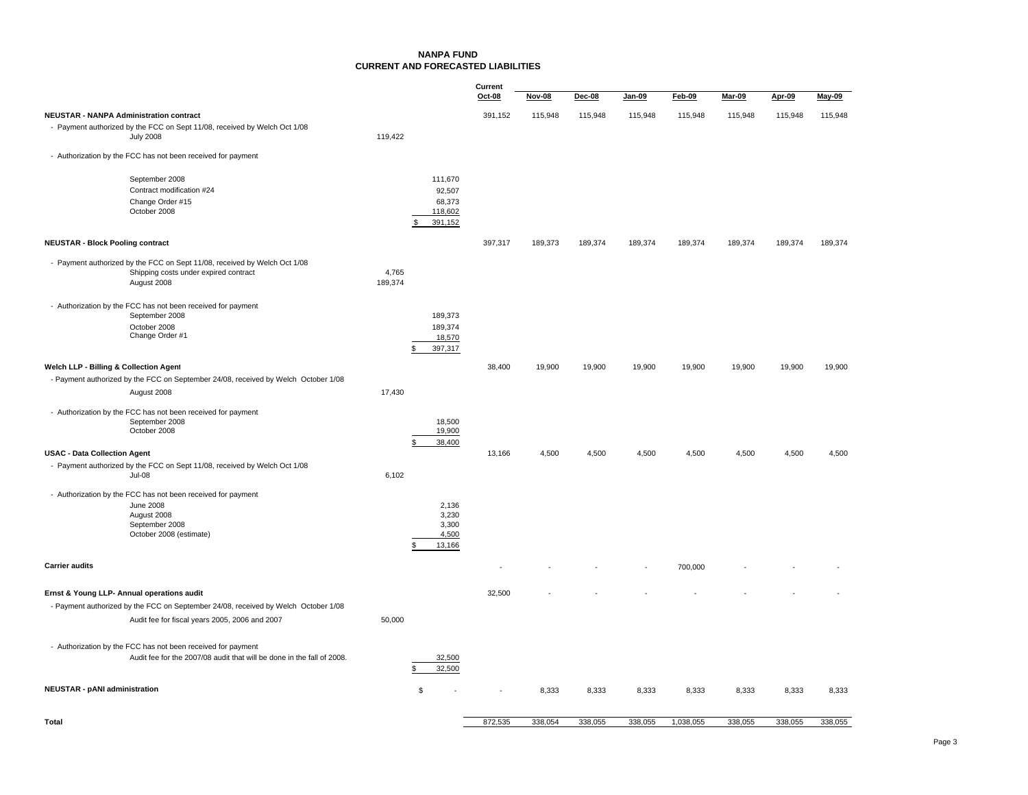# NANPA FUND
## CURRENT AND FORECASTED LIABILITIES

| | | | Current Oct-08 | Nov-08 | Dec-08 | Jan-09 | Feb-09 | Mar-09 | Apr-09 | May-09 |
|---|---|---|---|---|---|---|---|---|---|---|
| **NEUSTAR - NANPA Administration contract** | | | 391,152 | 115,948 | 115,948 | 115,948 | 115,948 | 115,948 | 115,948 | 115,948 |
| - Payment authorized by the FCC on Sept 11/08, received by Welch Oct 1/08 | | | | | | | | | | |
| July 2008 | 119,422 | | | | | | | | | |
| - Authorization by the FCC has not been received for payment | | | | | | | | | | |
| September 2008 | | 111,670 | | | | | | | | |
| Contract modification #24 | | 92,507 | | | | | | | | |
| Change Order #15 | | 68,373 | | | | | | | | |
| October 2008 | | 118,602 | | | | | | | | |
| | | $ 391,152 | | | | | | | | |
| **NEUSTAR - Block Pooling contract** | | | 397,317 | 189,373 | 189,374 | 189,374 | 189,374 | 189,374 | 189,374 | 189,374 |
| - Payment authorized by the FCC on Sept 11/08, received by Welch Oct 1/08 | | | | | | | | | | |
| Shipping costs under expired contract | 4,765 | | | | | | | | | |
| August 2008 | 189,374 | | | | | | | | | |
| - Authorization by the FCC has not been received for payment | | | | | | | | | | |
| September 2008 | | 189,373 | | | | | | | | |
| October 2008 | | 189,374 | | | | | | | | |
| Change Order #1 | | 18,570 | | | | | | | | |
| | | $ 397,317 | | | | | | | | |
| **Welch LLP - Billing & Collection Agent** | | | 38,400 | 19,900 | 19,900 | 19,900 | 19,900 | 19,900 | 19,900 | 19,900 |
| - Payment authorized by the FCC on September 24/08, received by Welch October 1/08 | | | | | | | | | | |
| August 2008 | 17,430 | | | | | | | | | |
| - Authorization by the FCC has not been received for payment | | | | | | | | | | |
| September 2008 | | 18,500 | | | | | | | | |
| October 2008 | | 19,900 | | | | | | | | |
| | | $ 38,400 | | | | | | | | |
| **USAC - Data Collection Agent** | | | 13,166 | 4,500 | 4,500 | 4,500 | 4,500 | 4,500 | 4,500 | 4,500 |
| - Payment authorized by the FCC on Sept 11/08, received by Welch Oct 1/08 | | | | | | | | | | |
| Jul-08 | 6,102 | | | | | | | | | |
| - Authorization by the FCC has not been received for payment | | | | | | | | | | |
| June 2008 | | 2,136 | | | | | | | | |
| August 2008 | | 3,230 | | | | | | | | |
| September 2008 | | 3,300 | | | | | | | | |
| October 2008 (estimate) | | 4,500 | | | | | | | | |
| | | $ 13,166 | | | | | | | | |
| **Carrier audits** | | | - | - | - | - | 700,000 | - | - | - |
| **Ernst & Young LLP- Annual operations audit** | | | 32,500 | - | - | - | - | - | - | - |
| - Payment authorized by the FCC on September 24/08, received by Welch October 1/08 | | | | | | | | | | |
| Audit fee for fiscal years 2005, 2006 and 2007 | 50,000 | | | | | | | | | |
| - Authorization by the FCC has not been received for payment | | | | | | | | | | |
| Audit fee for the 2007/08 audit that will be done in the fall of 2008. | | 32,500 | | | | | | | | |
| | | $ 32,500 | | | | | | | | |
| **NEUSTAR - pANI administration** | | $ - | - | 8,333 | 8,333 | 8,333 | 8,333 | 8,333 | 8,333 | 8,333 |
| **Total** | | | 872,535 | 338,054 | 338,055 | 338,055 | 1,038,055 | 338,055 | 338,055 | 338,055 |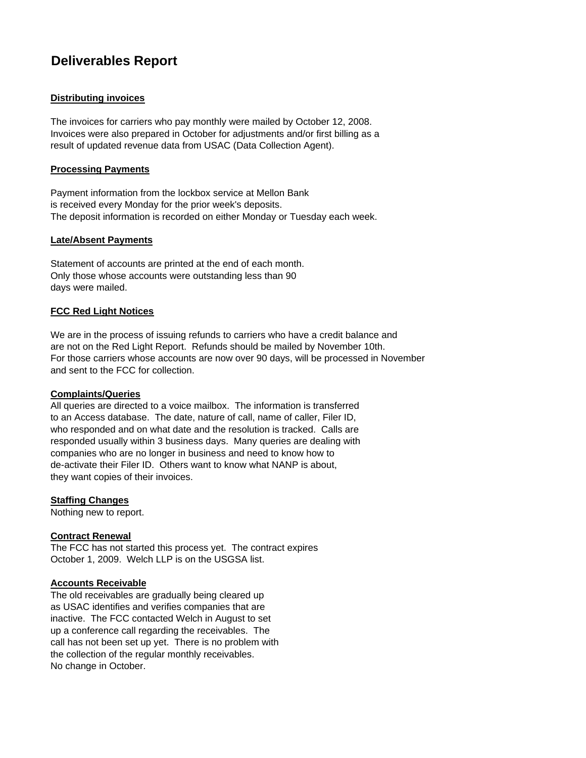# Deliverables Report

**Distributing invoices**

The invoices for carriers who pay monthly were mailed by October 12, 2008. Invoices were also prepared in October for adjustments and/or first billing as a result of updated revenue data from USAC (Data Collection Agent).

**Processing Payments**

Payment information from the lockbox service at Mellon Bank is received every Monday for the prior week's deposits. The deposit information is recorded on either Monday or Tuesday each week.

**Late/Absent Payments**

Statement of accounts are printed at the end of each month. Only those whose accounts were outstanding less than 90 days were mailed.

**FCC Red Light Notices**

We are in the process of issuing refunds to carriers who have a credit balance and are not on the Red Light Report. Refunds should be mailed by November 10th. For those carriers whose accounts are now over 90 days, will be processed in November and sent to the FCC for collection.

**Complaints/Queries**

All queries are directed to a voice mailbox. The information is transferred to an Access database. The date, nature of call, name of caller, Filer ID, who responded and on what date and the resolution is tracked. Calls are responded usually within 3 business days. Many queries are dealing with companies who are no longer in business and need to know how to de-activate their Filer ID. Others want to know what NANP is about, they want copies of their invoices.

**Staffing Changes**

Nothing new to report.

**Contract Renewal**

The FCC has not started this process yet. The contract expires October 1, 2009. Welch LLP is on the USGSA list.

**Accounts Receivable**

The old receivables are gradually being cleared up as USAC identifies and verifies companies that are inactive. The FCC contacted Welch in August to set up a conference call regarding the receivables. The call has not been set up yet. There is no problem with the collection of the regular monthly receivables. No change in October.